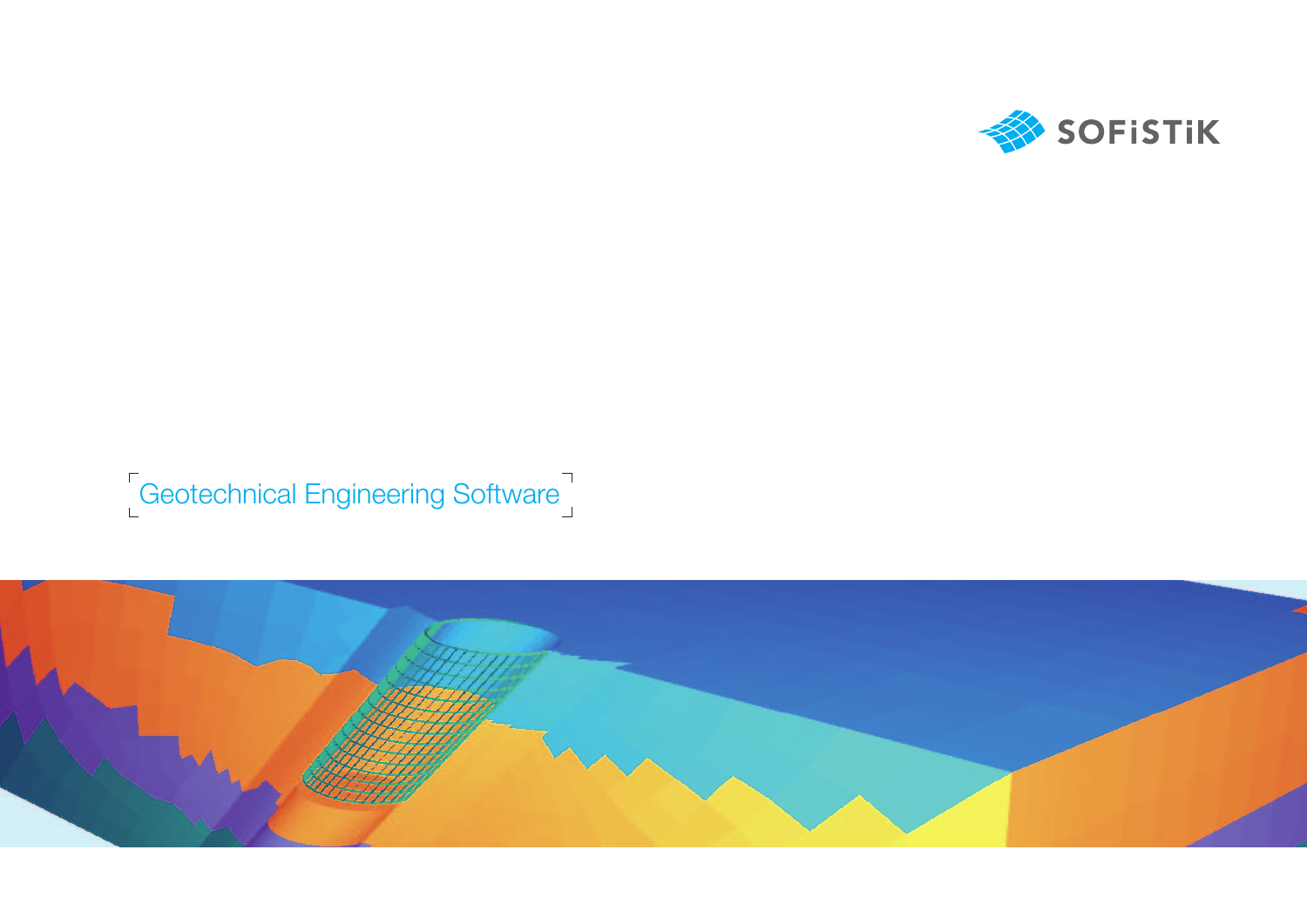SOFiSTiK

# Geotechnical Engineering Software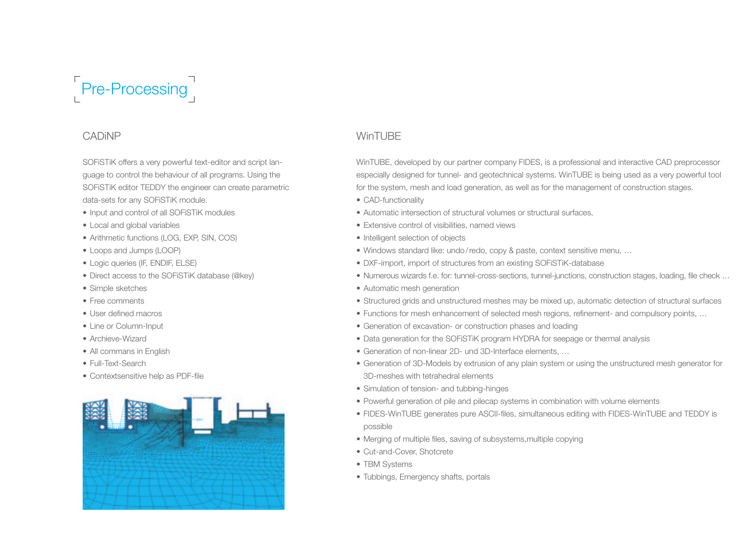# Pre-Processing

## CADiNP

SOFiSTiK offers a very powerful text-editor and script language to control the behaviour of all programs. Using the SOFiSTiK editor TEDDY the engineer can create parametric data-sets for any SOFiSTiK module.

- Input and control of all SOFiSTiK modules
- Local and global variables
- Arithmetic functions (LOG, EXP, SIN, COS)
- Loops and Jumps (LOOP)
- Logic queries (IF, ENDIF, ELSE)
- Direct access to the SOFiSTiK database (@key)
- Simple sketches
- Free comments
- User defined macros
- Line or Column-Input
- Archieve-Wizard
- All commans in English
- Full-Text-Search
- Contextsensitive help as PDF-file

## WinTUBE

WinTUBE, developed by our partner company FIDES, is a professional and interactive CAD preprocessor especially designed for tunnel- and geotechnical systems. WinTUBE is being used as a very powerful tool for the system, mesh and load generation, as well as for the management of construction stages.

- CAD-functionality
- Automatic intersection of structural volumes or structural surfaces,
- Extensive control of visibilities, named views
- Intelligent selection of objects
- Windows standard like: undo / redo, copy & paste, context sensitive menu, …
- DXF-import, import of structures from an existing SOFiSTiK-database
- Numerous wizards f.e. for: tunnel-cross-sections, tunnel-junctions, construction stages, loading, file check …
- Automatic mesh generation
- Structured grids and unstructured meshes may be mixed up, automatic detection of structural surfaces
- Functions for mesh enhancement of selected mesh regions, refinement- and compulsory points, …
- Generation of excavation- or construction phases and loading
- Data generation for the SOFiSTiK program HYDRA for seepage or thermal analysis
- Generation of non-linear 2D- und 3D-Interface elements, …
- Generation of 3D-Models by extrusion of any plain system or using the unstructured mesh generator for 3D-meshes with tetrahedral elements
- Simulation of tension- and tubbing-hinges
- Powerful generation of pile and pilecap systems in combination with volume elements
- FIDES-WinTUBE generates pure ASCII-files, simultaneous editing with FIDES-WinTUBE and TEDDY is possible
- Merging of multiple files, saving of subsystems,multiple copying
- Cut-and-Cover, Shotcrete
- TBM Systems
- Tubbings, Emergency shafts, portals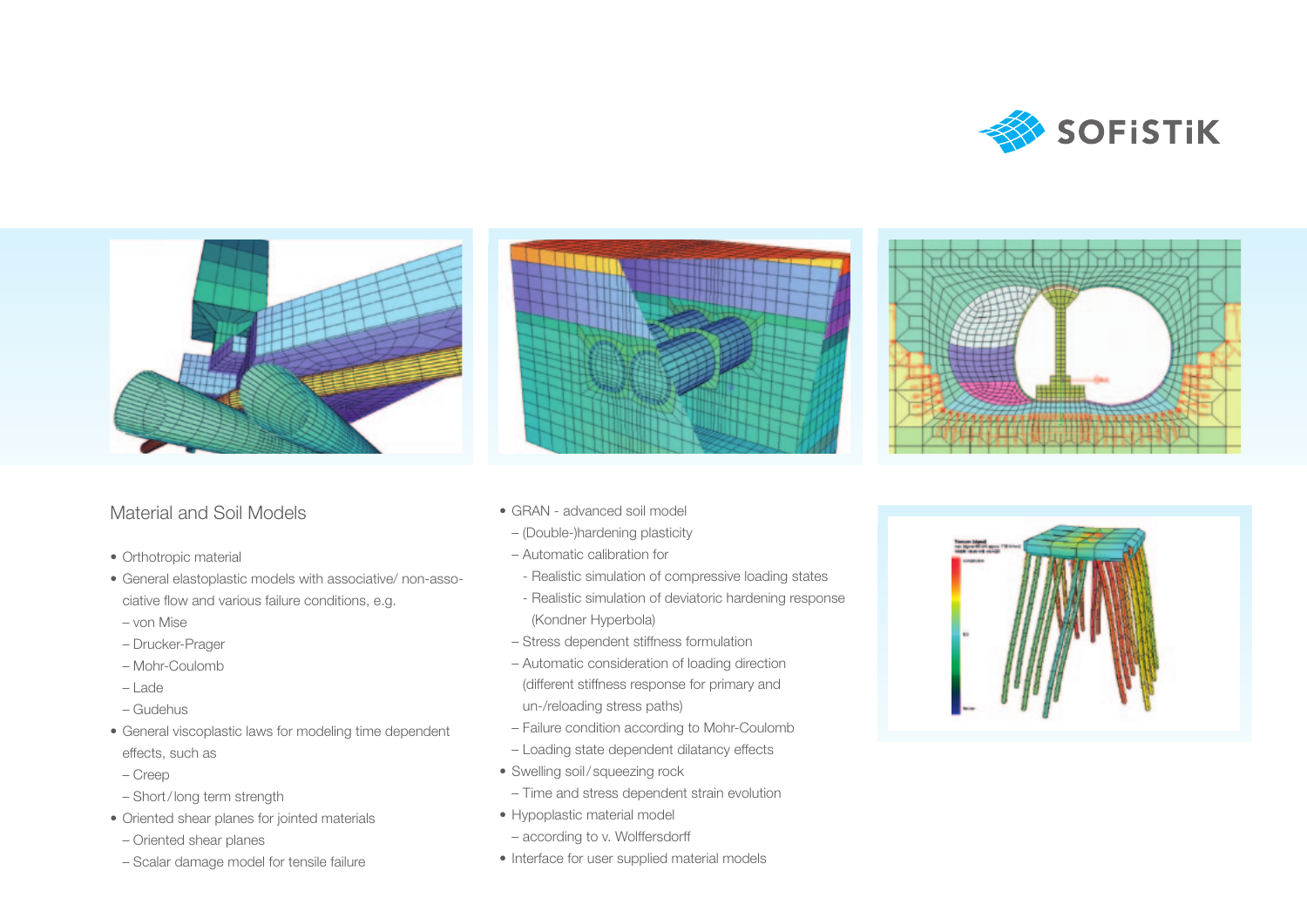## Material and Soil Models

- Orthotropic material
- General elastoplastic models with associative/ non-associative flow and various failure conditions, e.g.
  - von Mise
  - Drucker-Prager
  - Mohr-Coulomb
  - Lade
  - Gudehus
- General viscoplastic laws for modeling time dependent effects, such as
  - Creep
  - Short / long term strength
- Oriented shear planes for jointed materials
  - Oriented shear planes
  - Scalar damage model for tensile failure
- GRAN - advanced soil model
  - (Double-)hardening plasticity
  - Automatic calibration for
    - Realistic simulation of compressive loading states
    - Realistic simulation of deviatoric hardening response (Kondner Hyperbola)
  - Stress dependent stiffness formulation
  - Automatic consideration of loading direction (different stiffness response for primary and un-/reloading stress paths)
  - Failure condition according to Mohr-Coulomb
  - Loading state dependent dilatancy effects
- Swelling soil / squeezing rock
  - Time and stress dependent strain evolution
- Hypoplastic material model
  - according to v. Wolffersdorff
- Interface for user supplied material models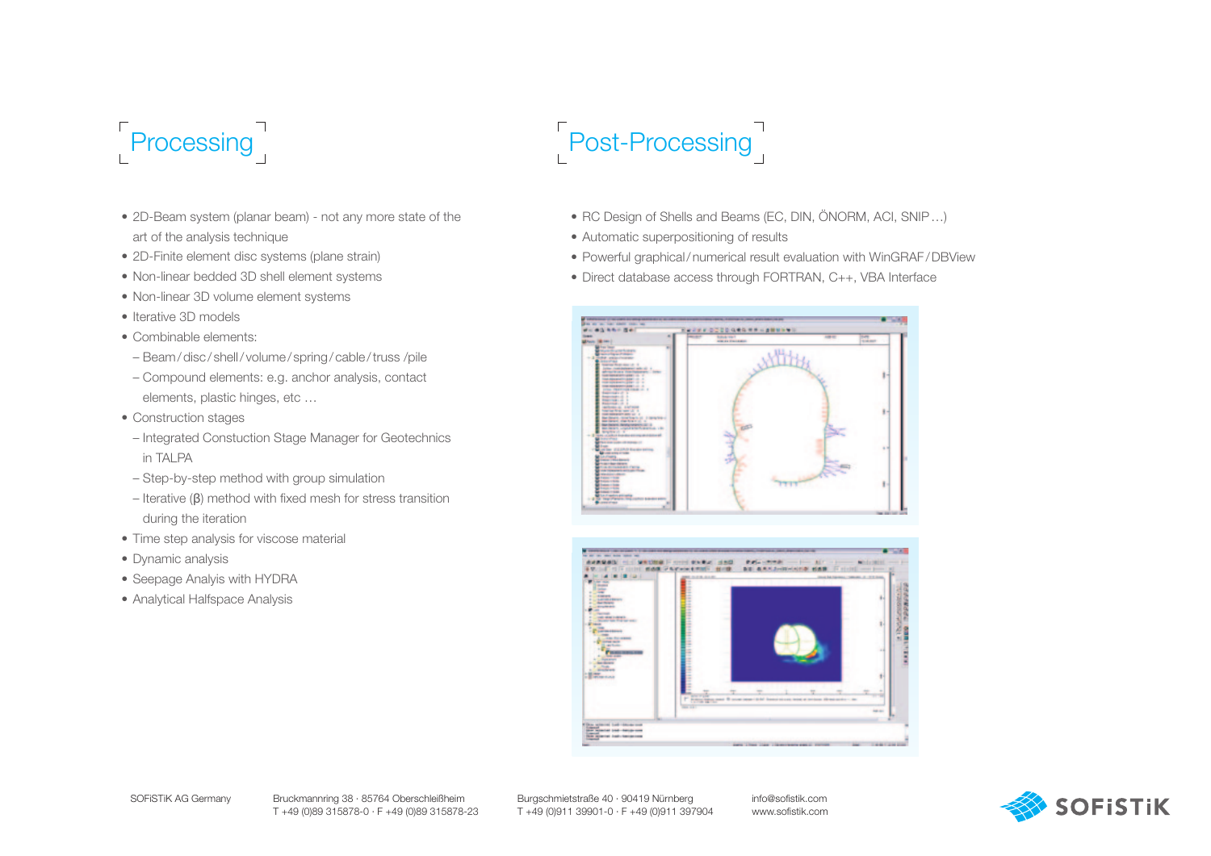## Processing

- 2D-Beam system (planar beam) - not any more state of the art of the analysis technique
- 2D-Finite element disc systems (plane strain)
- Non-linear bedded 3D shell element systems
- Non-linear 3D volume element systems
- Iterative 3D models
- Combinable elements:
  - Beam / disc / shell / volume / spring / cable / truss /pile
  - Compound elements: e.g. anchor analysis, contact elements, plastic hinges, etc …
- Construction stages
  - Integrated Constuction Stage Manager for Geotechnics in TALPA
  - Step-by-step method with group simulation
  - Iterative (β) method with fixed mesh for stress transition during the iteration
- Time step analysis for viscose material
- Dynamic analysis
- Seepage Analyis with HYDRA
- Analytical Halfspace Analysis

## Post-Processing

- RC Design of Shells and Beams (EC, DIN, ÖNORM, ACI, SNIP …)
- Automatic superpositioning of results
- Powerful graphical / numerical result evaluation with WinGRAF / DBView
- Direct database access through FORTRAN, C++, VBA Interface

SOFiSTiK AG Germany

Bruckmannring 38 · 85764 Oberschleißheim
T +49 (0)89 315878-0 · F +49 (0)89 315878-23

Burgschmietstraße 40 · 90419 Nürnberg
T +49 (0)911 39901-0 · F +49 (0)911 397904

info@sofistik.com
www.sofistik.com

SOFiSTiK